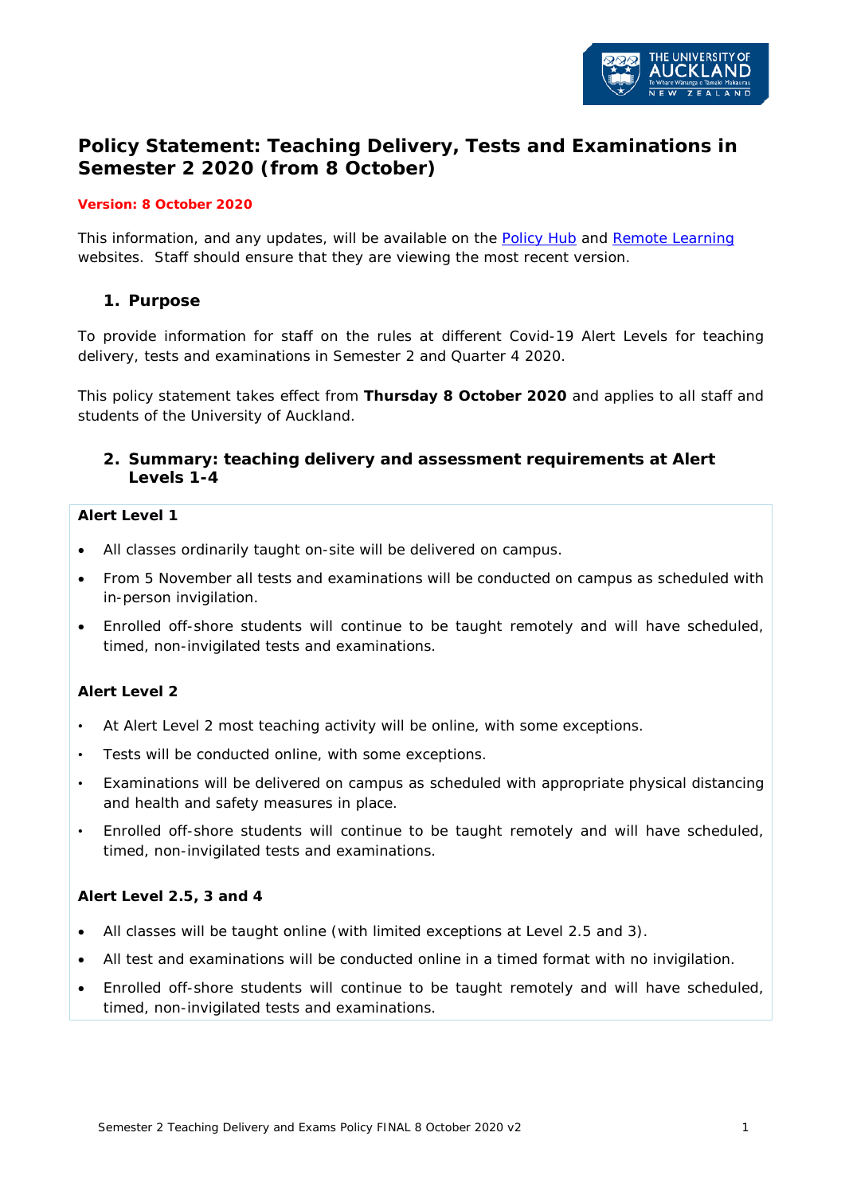# Policy Statement: Teaching Delivery, Tests and Examinations in Semester 2 2020 (from 8 October)

**Version: 8 October 2020**

This information, and any updates, will be available on the Policy Hub and Remote Learning websites. Staff should ensure that they are viewing the most recent version.

## 1. Purpose

To provide information for staff on the rules at different Covid-19 Alert Levels for teaching delivery, tests and examinations in Semester 2 and Quarter 4 2020.

This policy statement takes effect from **Thursday 8 October 2020** and applies to all staff and students of the University of Auckland.

## 2. Summary: teaching delivery and assessment requirements at Alert Levels 1-4

**Alert Level 1**

- All classes ordinarily taught on-site will be delivered on campus.
- From 5 November all tests and examinations will be conducted on campus as scheduled with in-person invigilation.
- Enrolled off-shore students will continue to be taught remotely and will have scheduled, timed, non-invigilated tests and examinations.

**Alert Level 2**

- At Alert Level 2 most teaching activity will be online, with some exceptions.
- Tests will be conducted online, with some exceptions.
- Examinations will be delivered on campus as scheduled with appropriate physical distancing and health and safety measures in place.
- Enrolled off-shore students will continue to be taught remotely and will have scheduled, timed, non-invigilated tests and examinations.

**Alert Level 2.5, 3 and 4**

- All classes will be taught online (with limited exceptions at Level 2.5 and 3).
- All test and examinations will be conducted online in a timed format with no invigilation.
- Enrolled off-shore students will continue to be taught remotely and will have scheduled, timed, non-invigilated tests and examinations.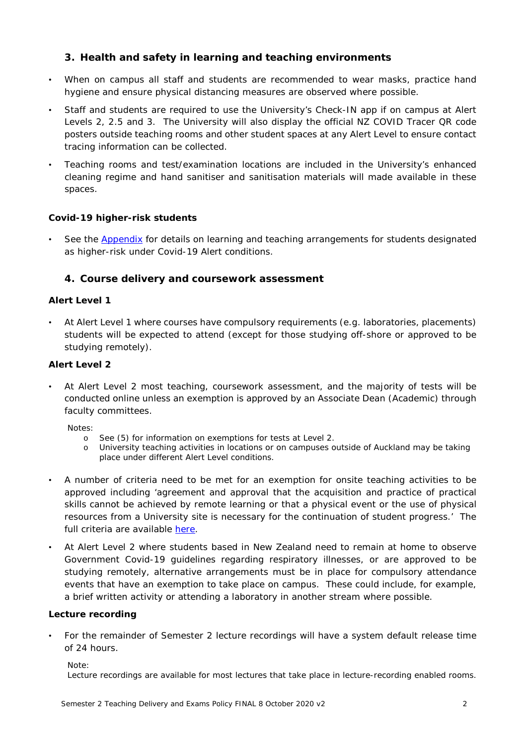## 3. Health and safety in learning and teaching environments

- When on campus all staff and students are recommended to wear masks, practice hand hygiene and ensure physical distancing measures are observed where possible.
- Staff and students are required to use the University's Check-IN app if on campus at Alert Levels 2, 2.5 and 3. The University will also display the official NZ COVID Tracer QR code posters outside teaching rooms and other student spaces at any Alert Level to ensure contact tracing information can be collected.
- Teaching rooms and test/examination locations are included in the University's enhanced cleaning regime and hand sanitiser and sanitisation materials will made available in these spaces.

### Covid-19 higher-risk students

- See the [Appendix] for details on learning and teaching arrangements for students designated as higher-risk under Covid-19 Alert conditions.

## 4. Course delivery and coursework assessment

### Alert Level 1

- At Alert Level 1 where courses have compulsory requirements (e.g. laboratories, placements) students will be expected to attend (except for those studying off-shore or approved to be studying remotely).

### Alert Level 2

- At Alert Level 2 most teaching, coursework assessment, and the majority of tests will be conducted online unless an exemption is approved by an Associate Dean (Academic) through faculty committees.

  Notes:
  - See (5) for information on exemptions for tests at Level 2.
  - University teaching activities in locations or on campuses outside of Auckland may be taking place under different Alert Level conditions.

- A number of criteria need to be met for an exemption for onsite teaching activities to be approved including 'agreement and approval that the acquisition and practice of practical skills cannot be achieved by remote learning or that a physical event or the use of physical resources from a University site is necessary for the continuation of student progress.' The full criteria are available [here].
- At Alert Level 2 where students based in New Zealand need to remain at home to observe Government Covid-19 guidelines regarding respiratory illnesses, or are approved to be studying remotely, alternative arrangements must be in place for compulsory attendance events that have an exemption to take place on campus. These could include, for example, a brief written activity or attending a laboratory in another stream where possible.

### Lecture recording

- For the remainder of Semester 2 lecture recordings will have a system default release time of 24 hours.

  Note:
  Lecture recordings are available for most lectures that take place in lecture-recording enabled rooms.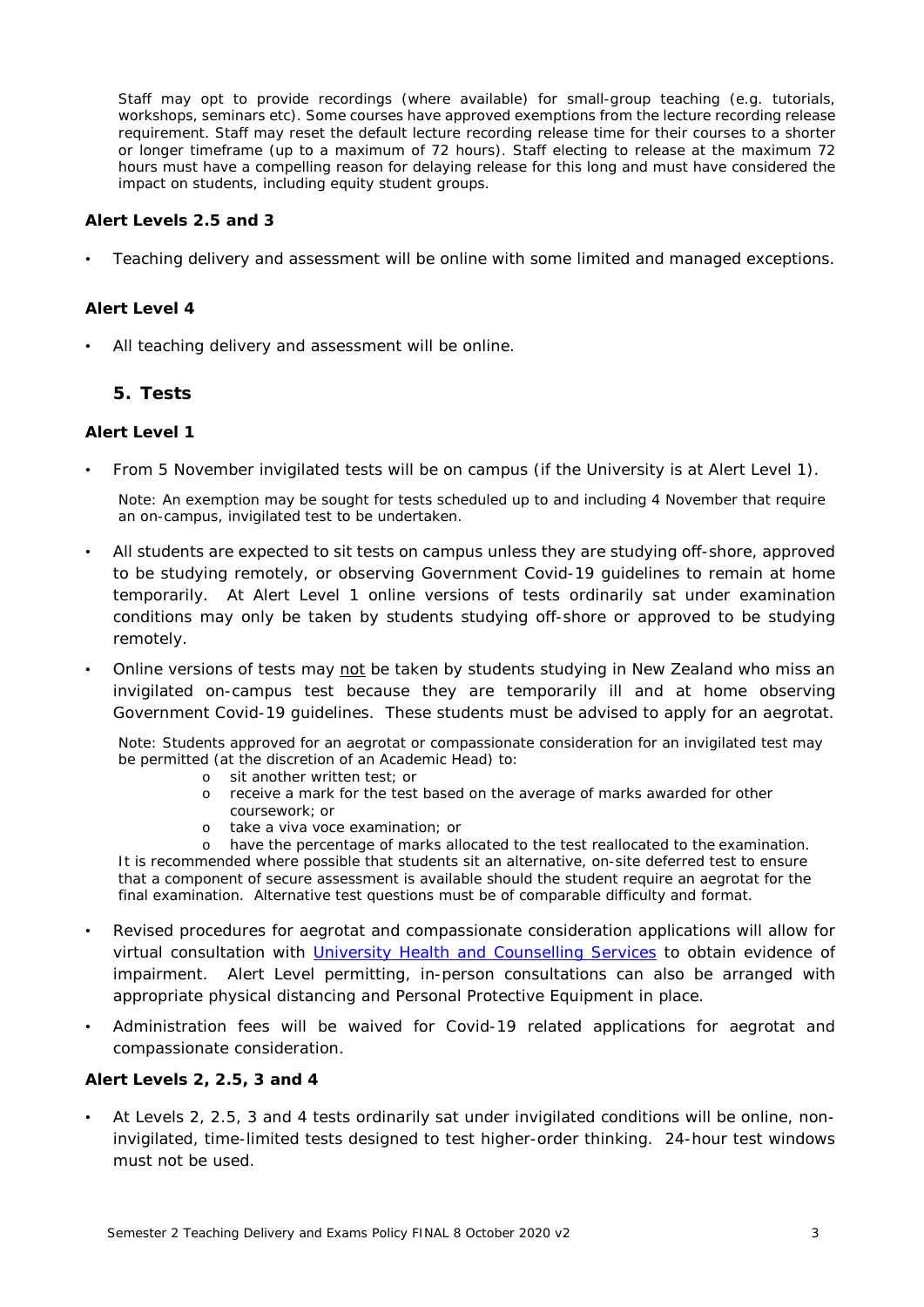Staff may opt to provide recordings (where available) for small-group teaching (e.g. tutorials, workshops, seminars etc). Some courses have approved exemptions from the lecture recording release requirement. Staff may reset the default lecture recording release time for their courses to a shorter or longer timeframe (up to a maximum of 72 hours). Staff electing to release at the maximum 72 hours must have a compelling reason for delaying release for this long and must have considered the impact on students, including equity student groups.

**Alert Levels 2.5 and 3**

- Teaching delivery and assessment will be online with some limited and managed exceptions.

**Alert Level 4**

- All teaching delivery and assessment will be online.

## 5. Tests

**Alert Level 1**

- From 5 November invigilated tests will be on campus (if the University is at Alert Level 1).

  Note: An exemption may be sought for tests scheduled up to and including 4 November that require an on-campus, invigilated test to be undertaken.

- All students are expected to sit tests on campus unless they are studying off-shore, approved to be studying remotely, or observing Government Covid-19 guidelines to remain at home temporarily. At Alert Level 1 online versions of tests ordinarily sat under examination conditions may only be taken by students studying off-shore or approved to be studying remotely.

- Online versions of tests may <u>not</u> be taken by students studying in New Zealand who miss an invigilated on-campus test because they are temporarily ill and at home observing Government Covid-19 guidelines. These students must be advised to apply for an aegrotat.

  Note: Students approved for an aegrotat or compassionate consideration for an invigilated test may be permitted (at the discretion of an Academic Head) to:
  - sit another written test; or
  - receive a mark for the test based on the average of marks awarded for other coursework; or
  - take a viva voce examination; or
  - have the percentage of marks allocated to the test reallocated to the examination.

  It is recommended where possible that students sit an alternative, on-site deferred test to ensure that a component of secure assessment is available should the student require an aegrotat for the final examination. Alternative test questions must be of comparable difficulty and format.

- Revised procedures for aegrotat and compassionate consideration applications will allow for virtual consultation with [University Health and Counselling Services]() to obtain evidence of impairment. Alert Level permitting, in-person consultations can also be arranged with appropriate physical distancing and Personal Protective Equipment in place.

- Administration fees will be waived for Covid-19 related applications for aegrotat and compassionate consideration.

**Alert Levels 2, 2.5, 3 and 4**

- At Levels 2, 2.5, 3 and 4 tests ordinarily sat under invigilated conditions will be online, non-invigilated, time-limited tests designed to test higher-order thinking. 24-hour test windows must not be used.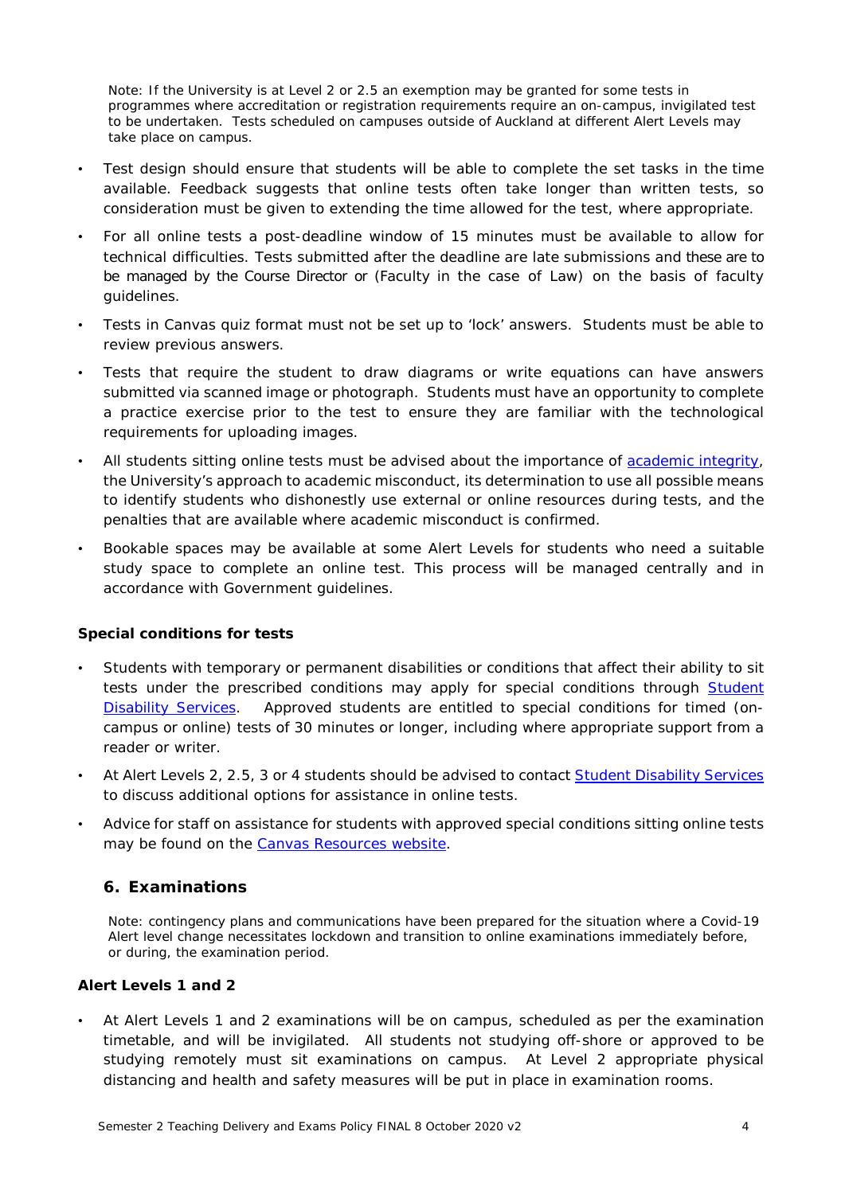Note: If the University is at Level 2 or 2.5 an exemption may be granted for some tests in programmes where accreditation or registration requirements require an on-campus, invigilated test to be undertaken. Tests scheduled on campuses outside of Auckland at different Alert Levels may take place on campus.

- Test design should ensure that students will be able to complete the set tasks in the time available. Feedback suggests that online tests often take longer than written tests, so consideration must be given to extending the time allowed for the test, where appropriate.
- For all online tests a post-deadline window of 15 minutes must be available to allow for technical difficulties. Tests submitted after the deadline are late submissions and these are to be managed by the Course Director or (Faculty in the case of Law) on the basis of faculty guidelines.
- Tests in Canvas quiz format must not be set up to 'lock' answers. Students must be able to review previous answers.
- Tests that require the student to draw diagrams or write equations can have answers submitted via scanned image or photograph. Students must have an opportunity to complete a practice exercise prior to the test to ensure they are familiar with the technological requirements for uploading images.
- All students sitting online tests must be advised about the importance of academic integrity, the University's approach to academic misconduct, its determination to use all possible means to identify students who dishonestly use external or online resources during tests, and the penalties that are available where academic misconduct is confirmed.
- Bookable spaces may be available at some Alert Levels for students who need a suitable study space to complete an online test. This process will be managed centrally and in accordance with Government guidelines.

**Special conditions for tests**

- Students with temporary or permanent disabilities or conditions that affect their ability to sit tests under the prescribed conditions may apply for special conditions through Student Disability Services. Approved students are entitled to special conditions for timed (on-campus or online) tests of 30 minutes or longer, including where appropriate support from a reader or writer.
- At Alert Levels 2, 2.5, 3 or 4 students should be advised to contact Student Disability Services to discuss additional options for assistance in online tests.
- Advice for staff on assistance for students with approved special conditions sitting online tests may be found on the Canvas Resources website.

## 6. Examinations

Note: contingency plans and communications have been prepared for the situation where a Covid-19 Alert level change necessitates lockdown and transition to online examinations immediately before, or during, the examination period.

**Alert Levels 1 and 2**

- At Alert Levels 1 and 2 examinations will be on campus, scheduled as per the examination timetable, and will be invigilated. All students not studying off-shore or approved to be studying remotely must sit examinations on campus. At Level 2 appropriate physical distancing and health and safety measures will be put in place in examination rooms.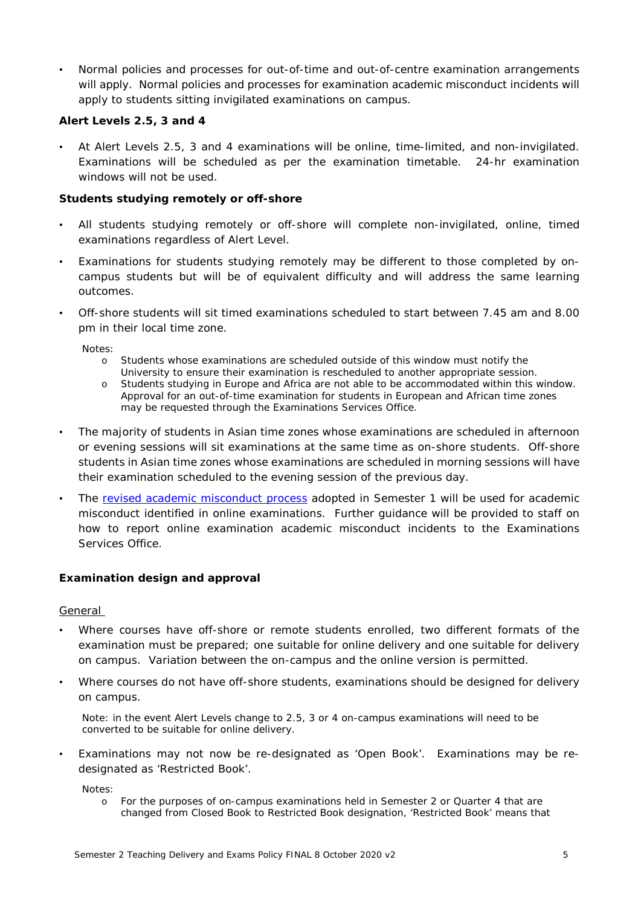- Normal policies and processes for out-of-time and out-of-centre examination arrangements will apply. Normal policies and processes for examination academic misconduct incidents will apply to students sitting invigilated examinations on campus.

**Alert Levels 2.5, 3 and 4**

- At Alert Levels 2.5, 3 and 4 examinations will be online, time-limited, and non-invigilated. Examinations will be scheduled as per the examination timetable. 24-hr examination windows will not be used.

**Students studying remotely or off-shore**

- All students studying remotely or off-shore will complete non-invigilated, online, timed examinations regardless of Alert Level.
- Examinations for students studying remotely may be different to those completed by on-campus students but will be of equivalent difficulty and will address the same learning outcomes.
- Off-shore students will sit timed examinations scheduled to start between 7.45 am and 8.00 pm in their local time zone.

  Notes:
  - Students whose examinations are scheduled outside of this window must notify the University to ensure their examination is rescheduled to another appropriate session.
  - Students studying in Europe and Africa are not able to be accommodated within this window. Approval for an out-of-time examination for students in European and African time zones may be requested through the Examinations Services Office.

- The majority of students in Asian time zones whose examinations are scheduled in afternoon or evening sessions will sit examinations at the same time as on-shore students. Off-shore students in Asian time zones whose examinations are scheduled in morning sessions will have their examination scheduled to the evening session of the previous day.
- The revised academic misconduct process adopted in Semester 1 will be used for academic misconduct identified in online examinations. Further guidance will be provided to staff on how to report online examination academic misconduct incidents to the Examinations Services Office.

**Examination design and approval**

General

- Where courses have off-shore or remote students enrolled, two different formats of the examination must be prepared; one suitable for online delivery and one suitable for delivery on campus. Variation between the on-campus and the online version is permitted.
- Where courses do not have off-shore students, examinations should be designed for delivery on campus.

  Note: in the event Alert Levels change to 2.5, 3 or 4 on-campus examinations will need to be converted to be suitable for online delivery.

- Examinations may not now be re-designated as 'Open Book'. Examinations may be re-designated as 'Restricted Book'.

  Notes:
  - For the purposes of on-campus examinations held in Semester 2 or Quarter 4 that are changed from Closed Book to Restricted Book designation, 'Restricted Book' means that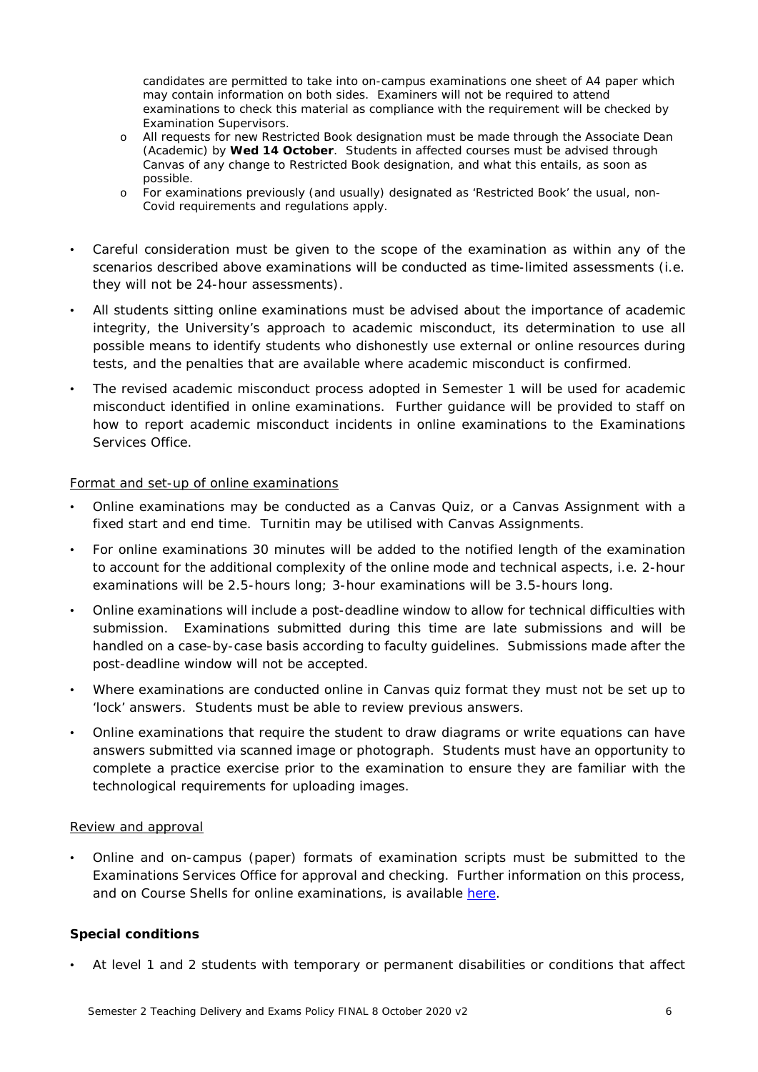candidates are permitted to take into on-campus examinations one sheet of A4 paper which may contain information on both sides. Examiners will not be required to attend examinations to check this material as compliance with the requirement will be checked by Examination Supervisors.

  - All requests for new Restricted Book designation must be made through the Associate Dean (Academic) by **Wed 14 October**. Students in affected courses must be advised through Canvas of any change to Restricted Book designation, and what this entails, as soon as possible.
  - For examinations previously (and usually) designated as 'Restricted Book' the usual, non-Covid requirements and regulations apply.

- Careful consideration must be given to the scope of the examination as within any of the scenarios described above examinations will be conducted as time-limited assessments (i.e. they will not be 24-hour assessments).
- All students sitting online examinations must be advised about the importance of academic integrity, the University's approach to academic misconduct, its determination to use all possible means to identify students who dishonestly use external or online resources during tests, and the penalties that are available where academic misconduct is confirmed.
- The revised academic misconduct process adopted in Semester 1 will be used for academic misconduct identified in online examinations. Further guidance will be provided to staff on how to report academic misconduct incidents in online examinations to the Examinations Services Office.

<u>Format and set-up of online examinations</u>

- Online examinations may be conducted as a Canvas Quiz, or a Canvas Assignment with a fixed start and end time. Turnitin may be utilised with Canvas Assignments.
- For online examinations 30 minutes will be added to the notified length of the examination to account for the additional complexity of the online mode and technical aspects, i.e. 2-hour examinations will be 2.5-hours long; 3-hour examinations will be 3.5-hours long.
- Online examinations will include a post-deadline window to allow for technical difficulties with submission. Examinations submitted during this time are late submissions and will be handled on a case-by-case basis according to faculty guidelines. Submissions made after the post-deadline window will not be accepted.
- Where examinations are conducted online in Canvas quiz format they must not be set up to 'lock' answers. Students must be able to review previous answers.
- Online examinations that require the student to draw diagrams or write equations can have answers submitted via scanned image or photograph. Students must have an opportunity to complete a practice exercise prior to the examination to ensure they are familiar with the technological requirements for uploading images.

<u>Review and approval</u>

- Online and on-campus (paper) formats of examination scripts must be submitted to the Examinations Services Office for approval and checking. Further information on this process, and on Course Shells for online examinations, is available here.

**Special conditions**

- At level 1 and 2 students with temporary or permanent disabilities or conditions that affect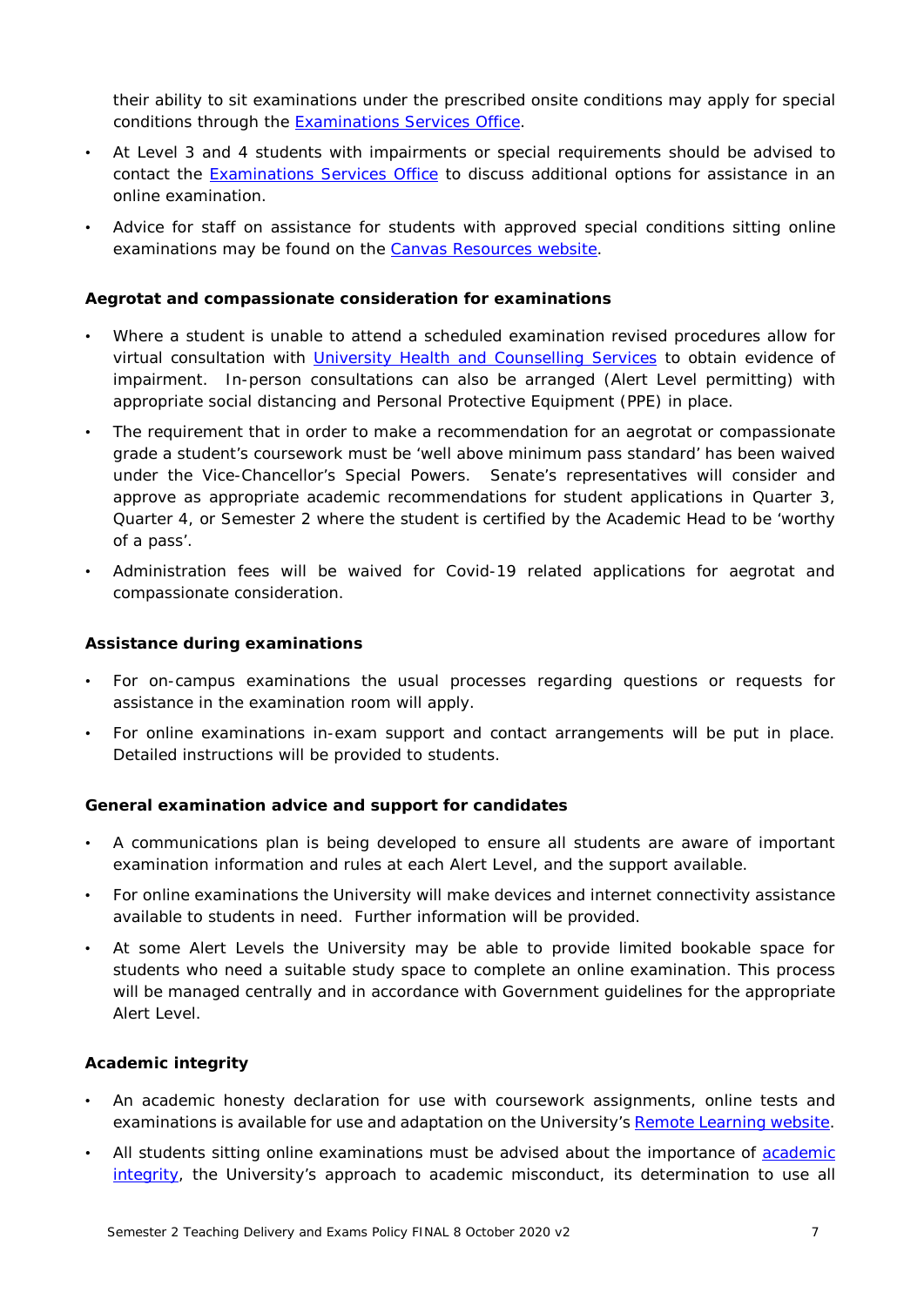their ability to sit examinations under the prescribed onsite conditions may apply for special conditions through the Examinations Services Office.

- At Level 3 and 4 students with impairments or special requirements should be advised to contact the Examinations Services Office to discuss additional options for assistance in an online examination.
- Advice for staff on assistance for students with approved special conditions sitting online examinations may be found on the Canvas Resources website.

**Aegrotat and compassionate consideration for examinations**

- Where a student is unable to attend a scheduled examination revised procedures allow for virtual consultation with University Health and Counselling Services to obtain evidence of impairment. In-person consultations can also be arranged (Alert Level permitting) with appropriate social distancing and Personal Protective Equipment (PPE) in place.
- The requirement that in order to make a recommendation for an aegrotat or compassionate grade a student's coursework must be 'well above minimum pass standard' has been waived under the Vice-Chancellor's Special Powers. Senate's representatives will consider and approve as appropriate academic recommendations for student applications in Quarter 3, Quarter 4, or Semester 2 where the student is certified by the Academic Head to be 'worthy of a pass'.
- Administration fees will be waived for Covid-19 related applications for aegrotat and compassionate consideration.

**Assistance during examinations**

- For on-campus examinations the usual processes regarding questions or requests for assistance in the examination room will apply.
- For online examinations in-exam support and contact arrangements will be put in place. Detailed instructions will be provided to students.

**General examination advice and support for candidates**

- A communications plan is being developed to ensure all students are aware of important examination information and rules at each Alert Level, and the support available.
- For online examinations the University will make devices and internet connectivity assistance available to students in need. Further information will be provided.
- At some Alert Levels the University may be able to provide limited bookable space for students who need a suitable study space to complete an online examination. This process will be managed centrally and in accordance with Government guidelines for the appropriate Alert Level.

**Academic integrity**

- An academic honesty declaration for use with coursework assignments, online tests and examinations is available for use and adaptation on the University's Remote Learning website.
- All students sitting online examinations must be advised about the importance of academic integrity, the University's approach to academic misconduct, its determination to use all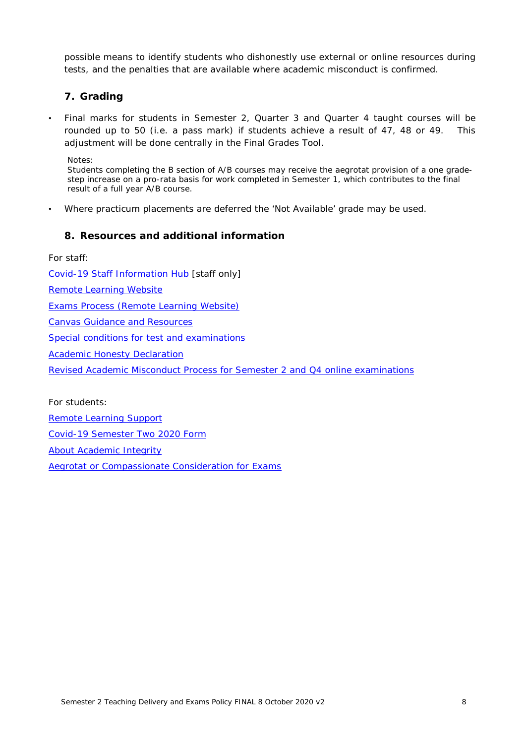possible means to identify students who dishonestly use external or online resources during tests, and the penalties that are available where academic misconduct is confirmed.

## 7. Grading

- Final marks for students in Semester 2, Quarter 3 and Quarter 4 taught courses will be rounded up to 50 (i.e. a pass mark) if students achieve a result of 47, 48 or 49. This adjustment will be done centrally in the Final Grades Tool.

  Notes:
  Students completing the B section of A/B courses may receive the aegrotat provision of a one grade-step increase on a pro-rata basis for work completed in Semester 1, which contributes to the final result of a full year A/B course.

- Where practicum placements are deferred the 'Not Available' grade may be used.

## 8. Resources and additional information

For staff:

Covid-19 Staff Information Hub [staff only]

Remote Learning Website

Exams Process (Remote Learning Website)

Canvas Guidance and Resources

Special conditions for test and examinations

Academic Honesty Declaration

Revised Academic Misconduct Process for Semester 2 and Q4 online examinations

For students:

Remote Learning Support

Covid-19 Semester Two 2020 Form

About Academic Integrity

Aegrotat or Compassionate Consideration for Exams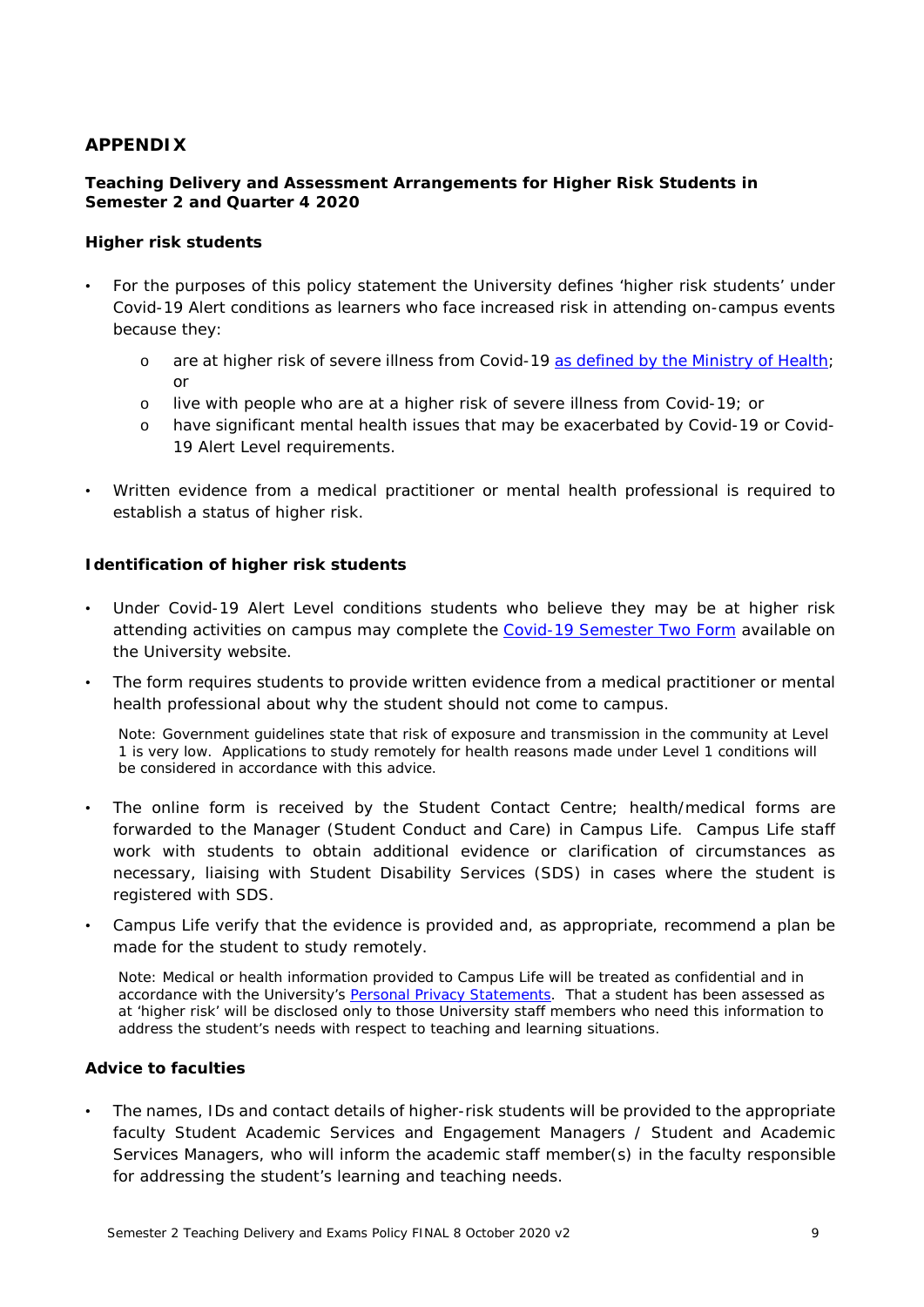# APPENDIX

### Teaching Delivery and Assessment Arrangements for Higher Risk Students in Semester 2 and Quarter 4 2020

#### Higher risk students

- For the purposes of this policy statement the University defines 'higher risk students' under Covid-19 Alert conditions as learners who face increased risk in attending on-campus events because they:
  - are at higher risk of severe illness from Covid-19 as defined by the Ministry of Health; or
  - live with people who are at a higher risk of severe illness from Covid-19; or
  - have significant mental health issues that may be exacerbated by Covid-19 or Covid-19 Alert Level requirements.
- Written evidence from a medical practitioner or mental health professional is required to establish a status of higher risk.

#### Identification of higher risk students

- Under Covid-19 Alert Level conditions students who believe they may be at higher risk attending activities on campus may complete the Covid-19 Semester Two Form available on the University website.
- The form requires students to provide written evidence from a medical practitioner or mental health professional about why the student should not come to campus.

  Note: Government guidelines state that risk of exposure and transmission in the community at Level 1 is very low. Applications to study remotely for health reasons made under Level 1 conditions will be considered in accordance with this advice.

- The online form is received by the Student Contact Centre; health/medical forms are forwarded to the Manager (Student Conduct and Care) in Campus Life. Campus Life staff work with students to obtain additional evidence or clarification of circumstances as necessary, liaising with Student Disability Services (SDS) in cases where the student is registered with SDS.
- Campus Life verify that the evidence is provided and, as appropriate, recommend a plan be made for the student to study remotely.

  Note: Medical or health information provided to Campus Life will be treated as confidential and in accordance with the University's Personal Privacy Statements. That a student has been assessed as at 'higher risk' will be disclosed only to those University staff members who need this information to address the student's needs with respect to teaching and learning situations.

#### Advice to faculties

- The names, IDs and contact details of higher-risk students will be provided to the appropriate faculty Student Academic Services and Engagement Managers / Student and Academic Services Managers, who will inform the academic staff member(s) in the faculty responsible for addressing the student's learning and teaching needs.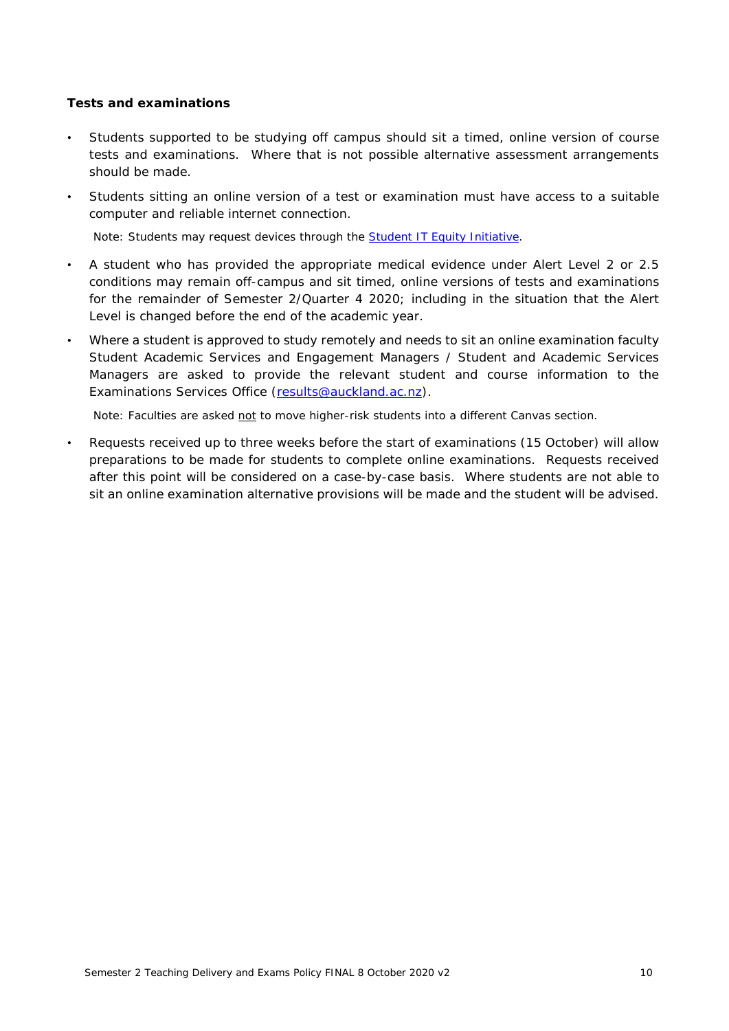**Tests and examinations**

- Students supported to be studying off campus should sit a timed, online version of course tests and examinations. Where that is not possible alternative assessment arrangements should be made.
- Students sitting an online version of a test or examination must have access to a suitable computer and reliable internet connection.

  Note: Students may request devices through the Student IT Equity Initiative.

- A student who has provided the appropriate medical evidence under Alert Level 2 or 2.5 conditions may remain off-campus and sit timed, online versions of tests and examinations for the remainder of Semester 2/Quarter 4 2020; including in the situation that the Alert Level is changed before the end of the academic year.
- Where a student is approved to study remotely and needs to sit an online examination faculty Student Academic Services and Engagement Managers / Student and Academic Services Managers are asked to provide the relevant student and course information to the Examinations Services Office (results@auckland.ac.nz).

  Note: Faculties are asked not to move higher-risk students into a different Canvas section.

- Requests received up to three weeks before the start of examinations (15 October) will allow preparations to be made for students to complete online examinations. Requests received after this point will be considered on a case-by-case basis. Where students are not able to sit an online examination alternative provisions will be made and the student will be advised.